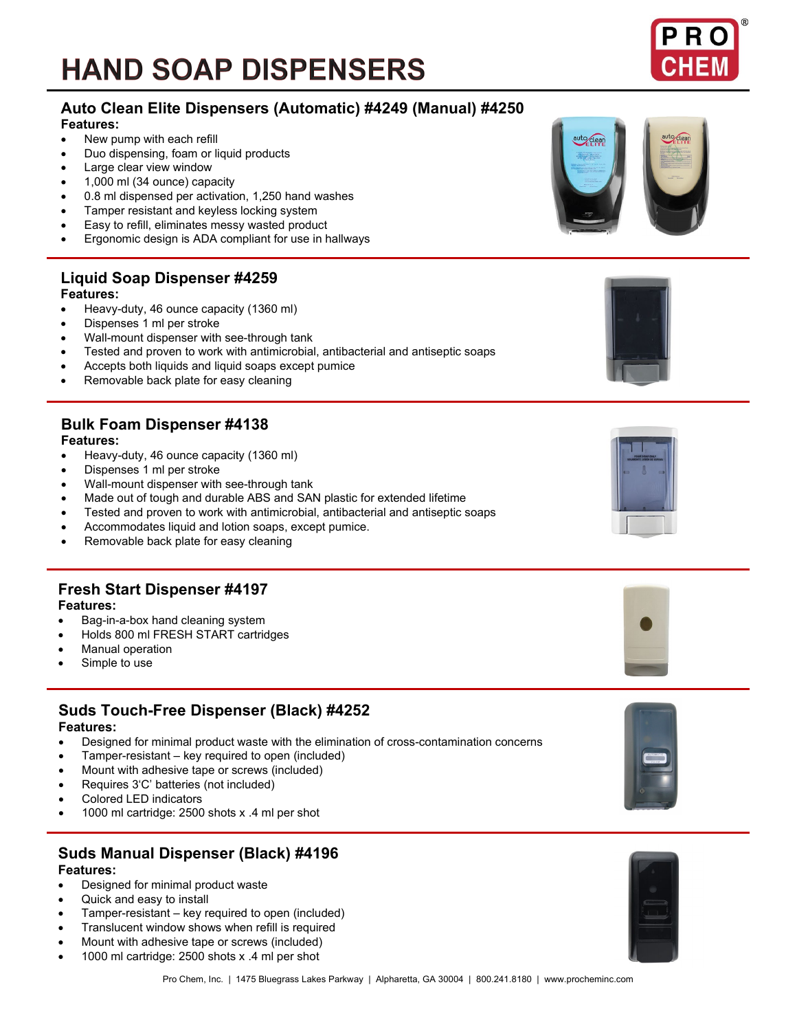# HAND SOAP DISPENSERS

## Auto Clean Elite Dispensers (Automatic) #4249 (Manual) #4250

**Features:**

- New pump with each refill
- Duo dispensing, foam or liquid products
- Large clear view window
- 1,000 ml (34 ounce) capacity
- 0.8 ml dispensed per activation, 1,250 hand washes
- Tamper resistant and keyless locking system
- Easy to refill, eliminates messy wasted product
- Ergonomic design is ADA compliant for use in hallways

## Liquid Soap Dispenser #4259

**Features:**

- Heavy-duty, 46 ounce capacity (1360 ml)
- Dispenses 1 ml per stroke
- Wall-mount dispenser with see-through tank
- Tested and proven to work with antimicrobial, antibacterial and antiseptic soaps
- Accepts both liquids and liquid soaps except pumice
- Removable back plate for easy cleaning

## Bulk Foam Dispenser #4138

**Features:**

- Heavy-duty, 46 ounce capacity (1360 ml)
- Dispenses 1 ml per stroke
- Wall-mount dispenser with see-through tank
- Made out of tough and durable ABS and SAN plastic for extended lifetime
- Tested and proven to work with antimicrobial, antibacterial and antiseptic soaps
- Accommodates liquid and lotion soaps, except pumice.
- Removable back plate for easy cleaning

## Fresh Start Dispenser #4197

**Features:**

- Bag-in-a-box hand cleaning system
- Holds 800 ml FRESH START cartridges
- Manual operation
- Simple to use

## Suds Touch-Free Dispenser (Black) #4252

**Features:**

- Designed for minimal product waste with the elimination of cross-contamination concerns
- Tamper-resistant – key required to open (included)
- Mount with adhesive tape or screws (included)
- Requires 3'C' batteries (not included)
- Colored LED indicators
- 1000 ml cartridge: 2500 shots x .4 ml per shot

## Suds Manual Dispenser (Black) #4196

**Features:**

- Designed for minimal product waste
- Quick and easy to install
- Tamper-resistant – key required to open (included)
- Translucent window shows when refill is required
- Mount with adhesive tape or screws (included)
- 1000 ml cartridge: 2500 shots x .4 ml per shot

Pro Chem, Inc. | 1475 Bluegrass Lakes Parkway | Alpharetta, GA 30004 | 800.241.8180 | www.procheminc.com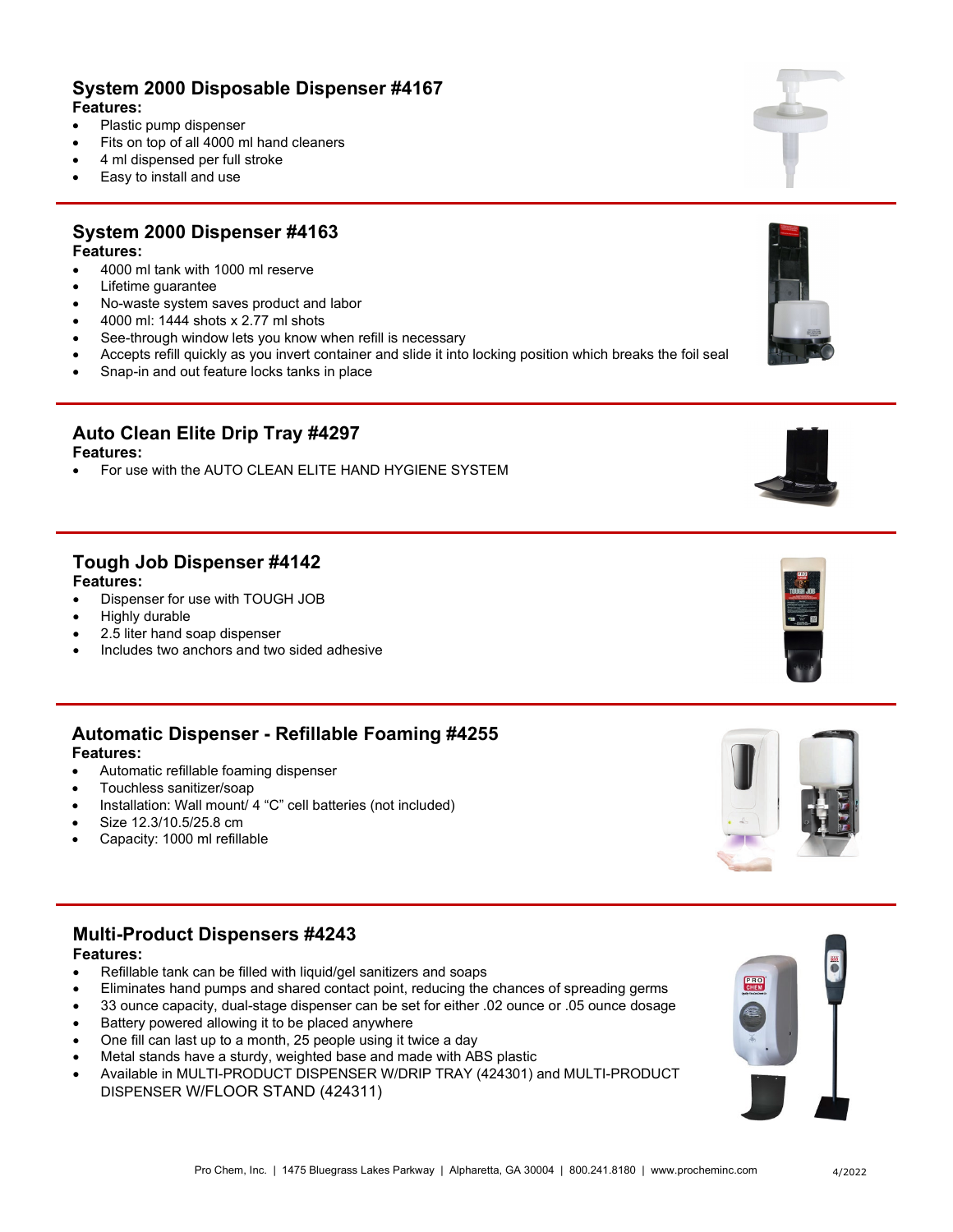## System 2000 Disposable Dispenser #4167

**Features:**

- Plastic pump dispenser
- Fits on top of all 4000 ml hand cleaners
- 4 ml dispensed per full stroke
- Easy to install and use

## System 2000 Dispenser #4163

**Features:**

- 4000 ml tank with 1000 ml reserve
- Lifetime guarantee
- No-waste system saves product and labor
- 4000 ml: 1444 shots x 2.77 ml shots
- See-through window lets you know when refill is necessary
- Accepts refill quickly as you invert container and slide it into locking position which breaks the foil seal
- Snap-in and out feature locks tanks in place

## Auto Clean Elite Drip Tray #4297

**Features:**

- For use with the AUTO CLEAN ELITE HAND HYGIENE SYSTEM

## Tough Job Dispenser #4142

**Features:**

- Dispenser for use with TOUGH JOB
- Highly durable
- 2.5 liter hand soap dispenser
- Includes two anchors and two sided adhesive

## Automatic Dispenser - Refillable Foaming #4255

**Features:**

- Automatic refillable foaming dispenser
- Touchless sanitizer/soap
- Installation: Wall mount/ 4 "C" cell batteries (not included)
- Size 12.3/10.5/25.8 cm
- Capacity: 1000 ml refillable

## Multi-Product Dispensers #4243

**Features:**

- Refillable tank can be filled with liquid/gel sanitizers and soaps
- Eliminates hand pumps and shared contact point, reducing the chances of spreading germs
- 33 ounce capacity, dual-stage dispenser can be set for either .02 ounce or .05 ounce dosage
- Battery powered allowing it to be placed anywhere
- One fill can last up to a month, 25 people using it twice a day
- Metal stands have a sturdy, weighted base and made with ABS plastic
- Available in MULTI-PRODUCT DISPENSER W/DRIP TRAY (424301) and MULTI-PRODUCT DISPENSER W/FLOOR STAND (424311)

Pro Chem, Inc. | 1475 Bluegrass Lakes Parkway | Alpharetta, GA 30004 | 800.241.8180 | www.procheminc.com 4/2022